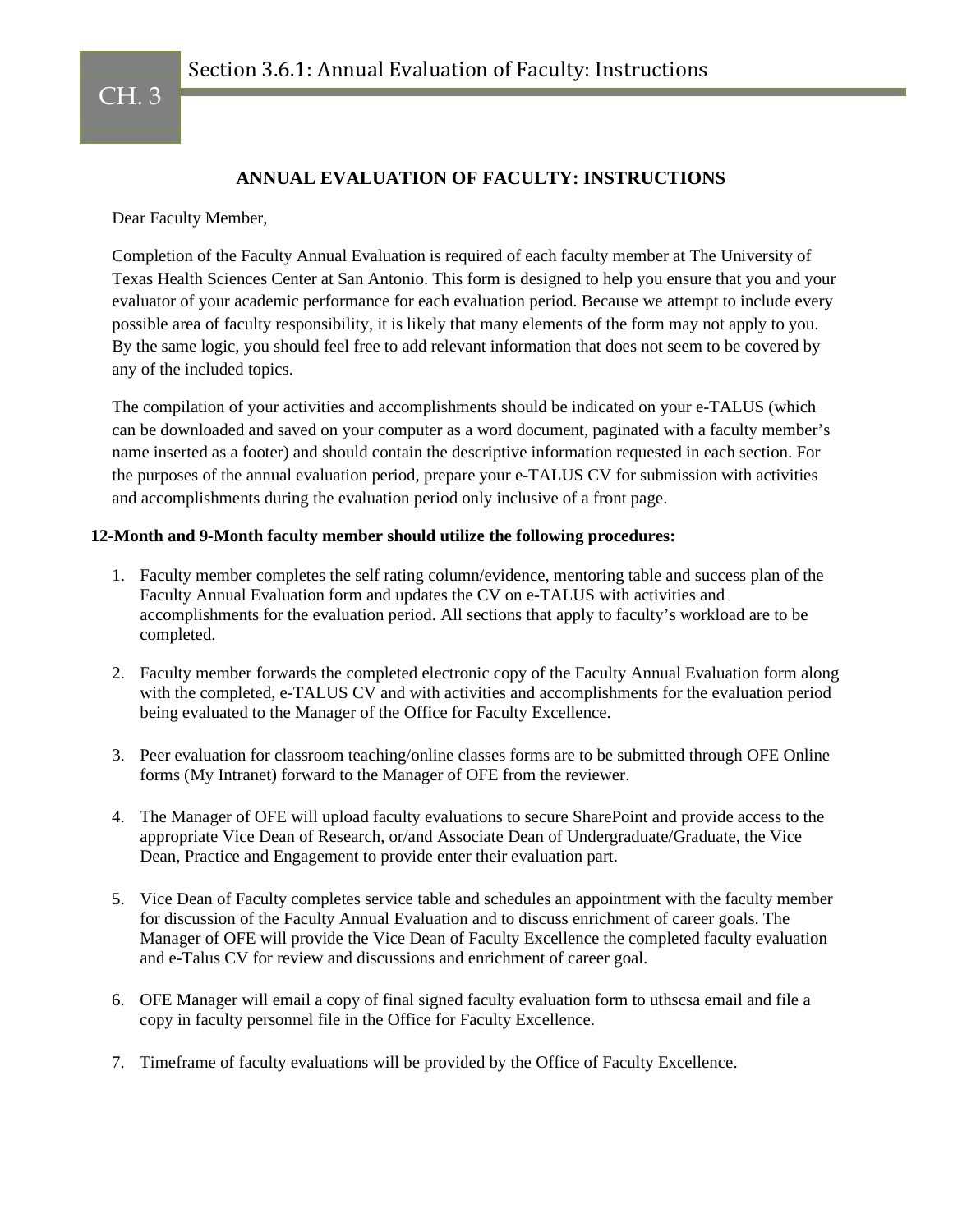# ANNUAL EVALUATION OF FACULTY: INSTRUCTIONS

Dear Faculty Member,

Completion of the Faculty Annual Evaluation is required of each faculty member at The University of Texas Health Sciences Center at San Antonio. This form is designed to help you ensure that you and your evaluator of your academic performance for each evaluation period. Because we attempt to include every possible area of faculty responsibility, it is likely that many elements of the form may not apply to you. By the same logic, you should feel free to add relevant information that does not seem to be covered by any of the included topics.

The compilation of your activities and accomplishments should be indicated on your e-TALUS (which can be downloaded and saved on your computer as a word document, paginated with a faculty member's name inserted as a footer) and should contain the descriptive information requested in each section. For the purposes of the annual evaluation period, prepare your e-TALUS CV for submission with activities and accomplishments during the evaluation period only inclusive of a front page.

**12-Month and 9-Month faculty member should utilize the following procedures:**

1. Faculty member completes the self rating column/evidence, mentoring table and success plan of the Faculty Annual Evaluation form and updates the CV on e-TALUS with activities and accomplishments for the evaluation period. All sections that apply to faculty's workload are to be completed.

2. Faculty member forwards the completed electronic copy of the Faculty Annual Evaluation form along with the completed, e-TALUS CV and with activities and accomplishments for the evaluation period being evaluated to the Manager of the Office for Faculty Excellence.

3. Peer evaluation for classroom teaching/online classes forms are to be submitted through OFE Online forms (My Intranet) forward to the Manager of OFE from the reviewer.

4. The Manager of OFE will upload faculty evaluations to secure SharePoint and provide access to the appropriate Vice Dean of Research, or/and Associate Dean of Undergraduate/Graduate, the Vice Dean, Practice and Engagement to provide enter their evaluation part.

5. Vice Dean of Faculty completes service table and schedules an appointment with the faculty member for discussion of the Faculty Annual Evaluation and to discuss enrichment of career goals. The Manager of OFE will provide the Vice Dean of Faculty Excellence the completed faculty evaluation and e-Talus CV for review and discussions and enrichment of career goal.

6. OFE Manager will email a copy of final signed faculty evaluation form to uthscsa email and file a copy in faculty personnel file in the Office for Faculty Excellence.

7. Timeframe of faculty evaluations will be provided by the Office of Faculty Excellence.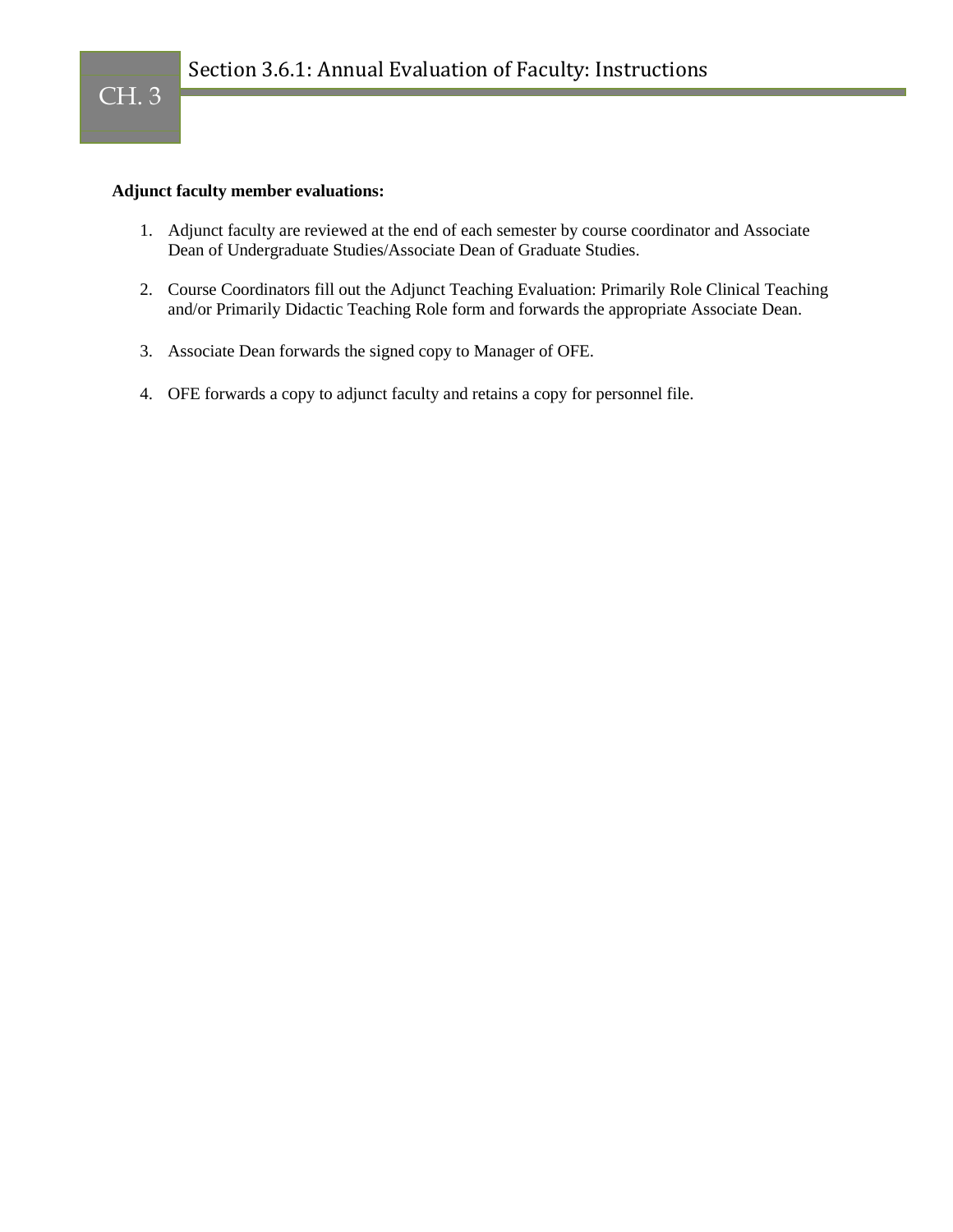**Adjunct faculty member evaluations:**

1. Adjunct faculty are reviewed at the end of each semester by course coordinator and Associate Dean of Undergraduate Studies/Associate Dean of Graduate Studies.

2. Course Coordinators fill out the Adjunct Teaching Evaluation: Primarily Role Clinical Teaching and/or Primarily Didactic Teaching Role form and forwards the appropriate Associate Dean.

3. Associate Dean forwards the signed copy to Manager of OFE.

4. OFE forwards a copy to adjunct faculty and retains a copy for personnel file.